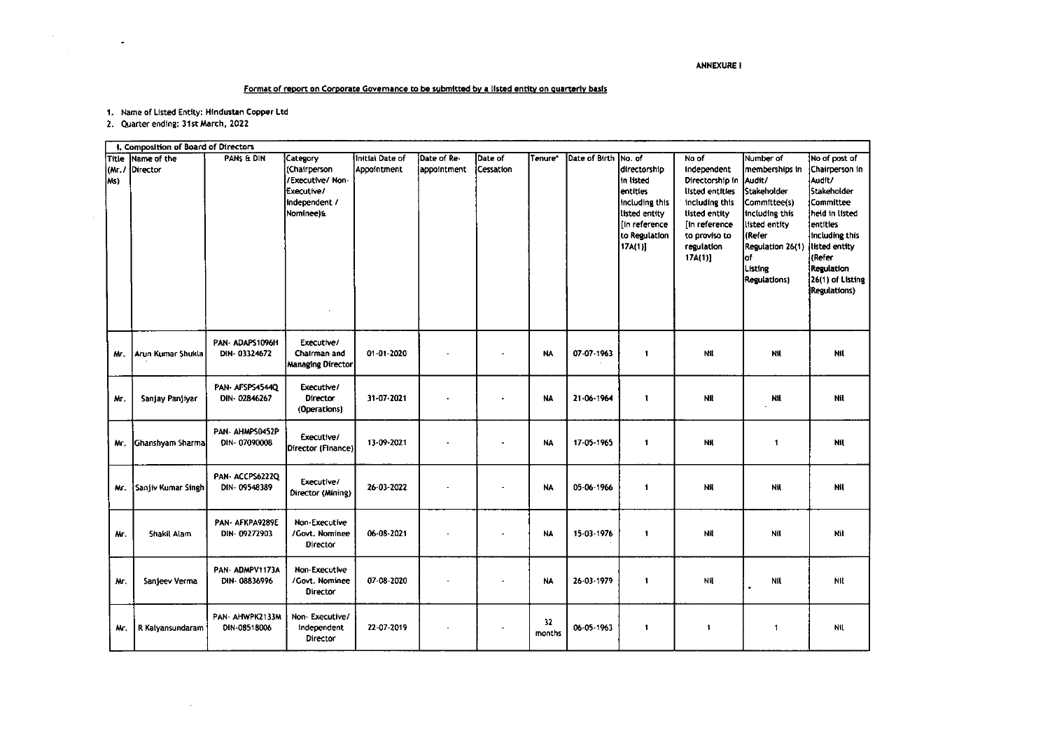**ANNEXURE I**

**Format of report on Corporate Governance to be submitted by a listed entity on quarterly basis**

1. Name of Listed Entity: Hindustan Copper Ltd
2. Quarter ending: 31st March, 2022

| I. Composition of Board of Directors | | | | | | | | | | | | |
|---|---|---|---|---|---|---|---|---|---|---|---|---|
| Title (Mr./ Ms) | Name of the Director | PANS & DIN | Category (Chairperson /Executive/ Non-Executive/ Independent / Nominee)& | Initial Date of Appointment | Date of Re-appointment | Date of Cessation | Tenure* | Date of Birth | No. of directorship in listed entities including this listed entity [in reference to Regulation 17A(1)] | No of Independent Directorship in listed entities including this listed entity [in reference to proviso to regulation 17A(1)] | Number of memberships in Audit/ Stakeholder Committee(s) including this listed entity (Refer Regulation 26(1) of Listing Regulations) | No of post of Chairperson in Audit/ Stakeholder Committee held in listed entities including this listed entity (Refer Regulation 26(1) of Listing Regulations) |
| Mr. | Arun Kumar Shukla | PAN- ADAPS1096H DIN- 03324672 | Executive/ Chairman and Managing Director | 01-01-2020 | - | - | NA | 07-07-1963 | 1 | Nil | Nil | Nil |
| Mr. | Sanjay Panjiyar | PAN- AFSPS4544Q DIN- 02846267 | Executive/ Director (Operations) | 31-07-2021 | - | - | NA | 21-06-1964 | 1 | Nil | Nil | Nil |
| Mr. | Ghanshyam Sharma | PAN- AHMPS0452P DIN- 07090008 | Executive/ Director (Finance) | 13-09-2021 | - | - | NA | 17-05-1965 | 1 | Nil | 1 | Nil |
| Mr. | Sanjiv Kumar Singh | PAN- ACCPS6222Q DIN- 09548389 | Executive/ Director (Mining) | 26-03-2022 | - | - | NA | 05-06-1966 | 1 | Nil | Nil | Nil |
| Mr. | Shakil Alam | PAN- AFKPA9289E DIN- 09272903 | Non-Executive /Govt. Nominee Director | 06-08-2021 | - | - | NA | 15-03-1976 | 1 | Nil | Nil | Nil |
| Mr. | Sanjeev Verma | PAN- ADMPV1173A DIN- 08836996 | Non-Executive /Govt. Nominee Director | 07-08-2020 | - | - | NA | 26-03-1979 | 1 | Nil | Nil | Nil |
| Mr. | R Kalyansundaram | PAN- AHWPK2133M DIN-08518006 | Non- Executive/ Independent Director | 22-07-2019 | - | - | 32 months | 06-05-1963 | 1 | 1 | 1 | Nil |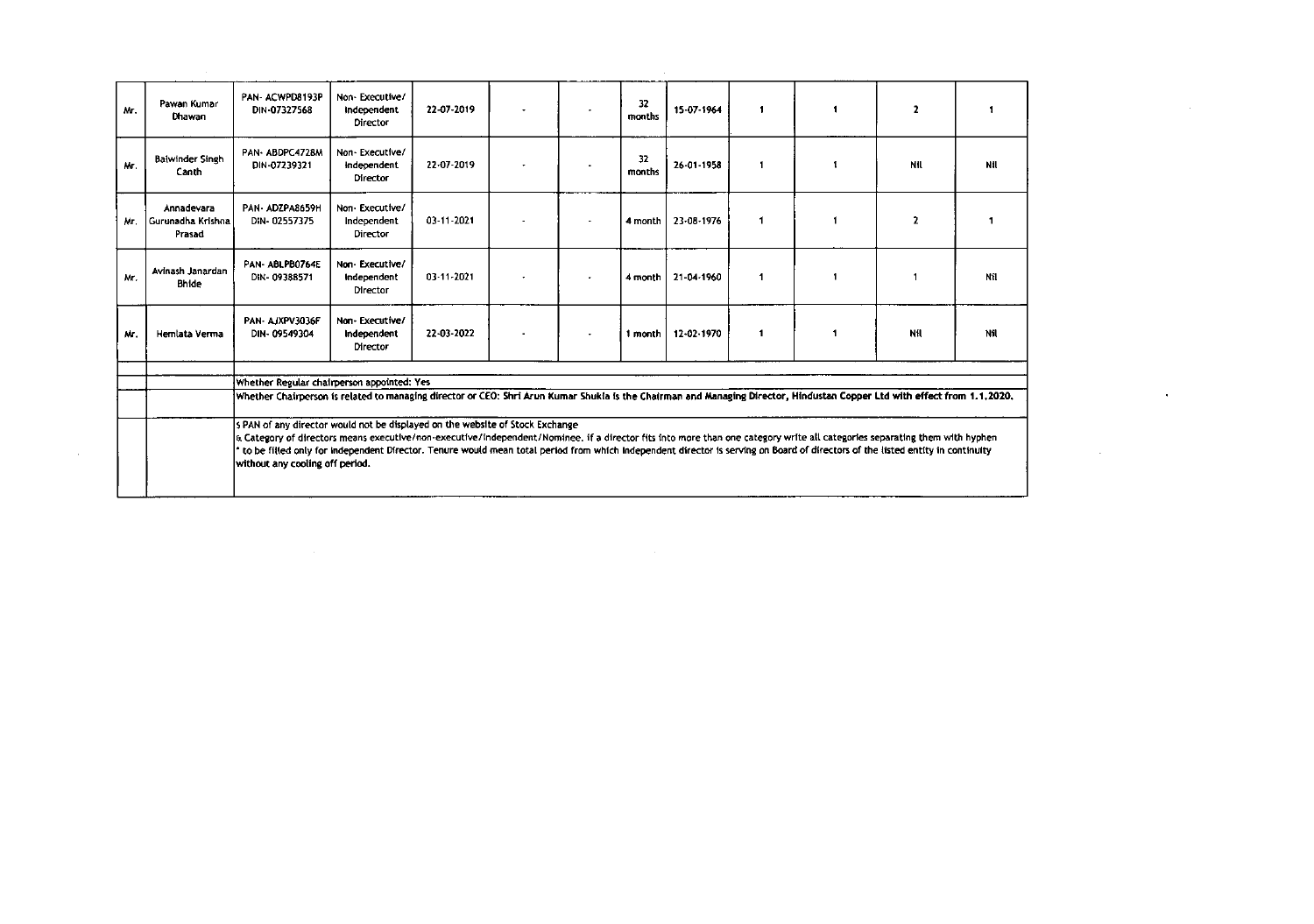| Mr. | Pawan Kumar Dhawan | PAN- ACWPD8193P DIN-07327568 | Non- Executive/ Independent Director | 22-07-2019 | - | - | 32 months | 15-07-1964 | 1 | 1 | 2 | 1 |
|---|---|---|---|---|---|---|---|---|---|---|---|---|
| Mr. | Balwinder Singh Canth | PAN- ABDPC4728M DIN-07239321 | Non- Executive/ Independent Director | 22-07-2019 | - | - | 32 months | 26-01-1958 | 1 | 1 | Nil | Nil |
| Mr. | Annadevara Gurunadha Krishna Prasad | PAN- ADZPA8659H DIN- 02557375 | Non- Executive/ Independent Director | 03-11-2021 | - | - | 4 month | 23-08-1976 | 1 | 1 | 2 | 1 |
| Mr. | Avinash Janardan Bhide | PAN- ABLPB0764E DIN- 09388571 | Non- Executive/ Independent Director | 03-11-2021 | - | - | 4 month | 21-04-1960 | 1 | 1 | 1 | Nil |
| Mr. | Hemlata Verma | PAN- AJXPV3036F DIN- 09549304 | Non- Executive/ Independent Director | 22-03-2022 | - | - | 1 month | 12-02-1970 | 1 | 1 | Nil | Nil |

Whether Regular chairperson appointed: Yes

Whether Chairperson is related to managing director or CEO: Shri Arun Kumar Shukla is the Chairman and Managing Director, Hindustan Copper Ltd with effect from 1.1.2020.

$ PAN of any director would not be displayed on the website of Stock Exchange

& Category of directors means executive/non-executive/independent/Nominee. if a director fits into more than one category write all categories separating them with hyphen

* to be filled only for Independent Director. Tenure would mean total period from which Independent director is serving on Board of directors of the listed entity in continuity without any cooling off period.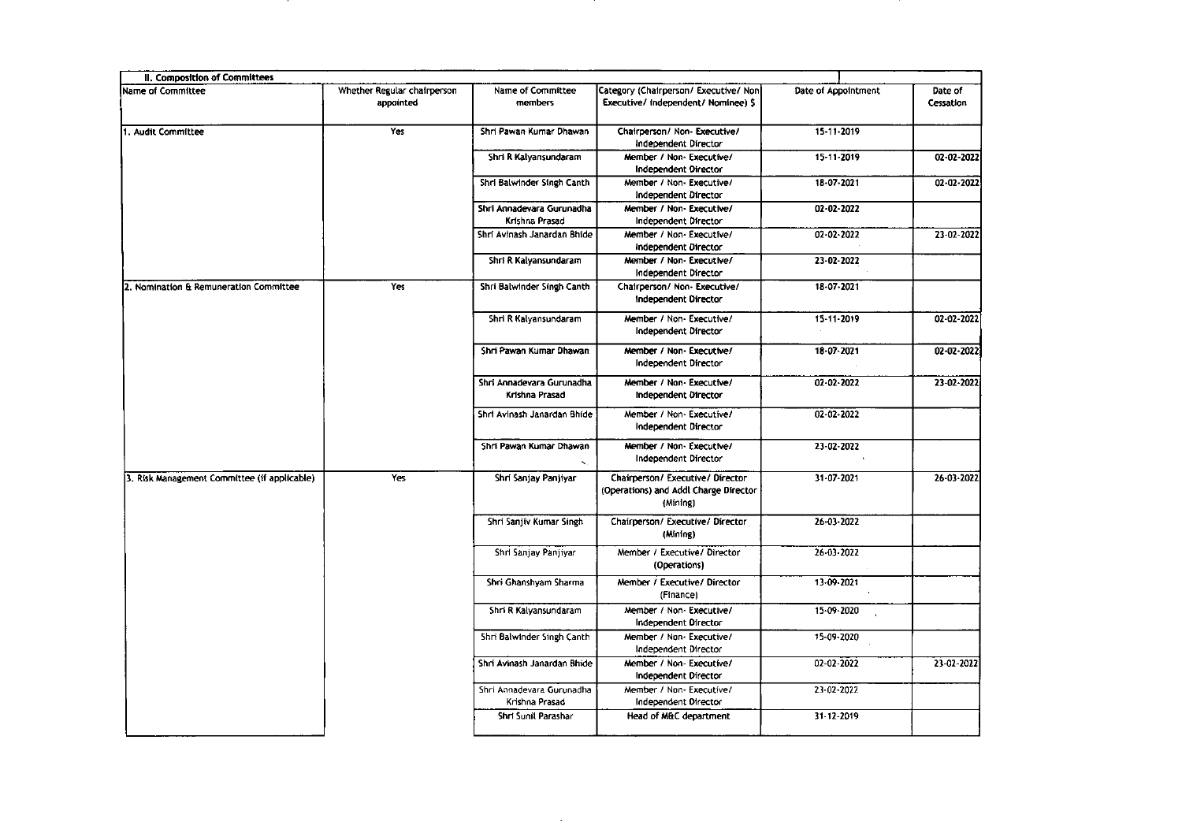| II. Composition of Committees | | | | | |
|---|---|---|---|---|---|
| Name of Committee | Whether Regular chairperson appointed | Name of Committee members | Category (Chairperson/ Executive/ Non Executive/ independent/ Nominee) $ | Date of Appointment | Date of Cessation |
| 1. Audit Committee | Yes | Shri Pawan Kumar Dhawan | Chairperson/ Non- Executive/ Independent Director | 15-11-2019 | |
| | | Shri R Kalyansundaram | Member / Non- Executive/ Independent Director | 15-11-2019 | 02-02-2022 |
| | | Shri Balwinder Singh Canth | Member / Non- Executive/ Independent Director | 18-07-2021 | 02-02-2022 |
| | | Shri Annadevara Gurunadha Krishna Prasad | Member / Non- Executive/ Independent Director | 02-02-2022 | |
| | | Shri Avinash Janardan Bhide | Member / Non- Executive/ Independent Director | 02-02-2022 | 23-02-2022 |
| | | Shri R Kalyansundaram | Member / Non- Executive/ Independent Director | 23-02-2022 | |
| 2. Nomination & Remuneration Committee | Yes | Shri Balwinder Singh Canth | Chairperson/ Non- Executive/ Independent Director | 18-07-2021 | |
| | | Shri R Kalyansundaram | Member / Non- Executive/ Independent Director | 15-11-2019 | 02-02-2022 |
| | | Shri Pawan Kumar Dhawan | Member / Non- Executive/ Independent Director | 18-07-2021 | 02-02-2022 |
| | | Shri Annadevara Gurunadha Krishna Prasad | Member / Non- Executive/ Independent Director | 02-02-2022 | 23-02-2022 |
| | | Shri Avinash Janardan Bhide | Member / Non- Executive/ Independent Director | 02-02-2022 | |
| | | Shri Pawan Kumar Dhawan | Member / Non- Executive/ Independent Director | 23-02-2022 | |
| 3. Risk Management Committee (if applicable) | Yes | Shri Sanjay Panjiyar | Chairperson/ Executive/ Director (Operations) and Addl Charge Director (Mining) | 31-07-2021 | 26-03-2022 |
| | | Shri Sanjiv Kumar Singh | Chairperson/ Executive/ Director (Mining) | 26-03-2022 | |
| | | Shri Sanjay Panjiyar | Member / Executive/ Director (Operations) | 26-03-2022 | |
| | | Shri Ghanshyam Sharma | Member / Executive/ Director (Finance) | 13-09-2021 | |
| | | Shri R Kalyansundaram | Member / Non- Executive/ Independent Director | 15-09-2020 | |
| | | Shri Balwinder Singh Canth | Member / Non- Executive/ Independent Director | 15-09-2020 | |
| | | Shri Avinash Janardan Bhide | Member / Non- Executive/ Independent Director | 02-02-2022 | 23-02-2022 |
| | | Shri Annadevara Gurunadha Krishna Prasad | Member / Non- Executive/ Independent Director | 23-02-2022 | |
| | | Shri Sunil Parashar | Head of M&C department | 31-12-2019 | |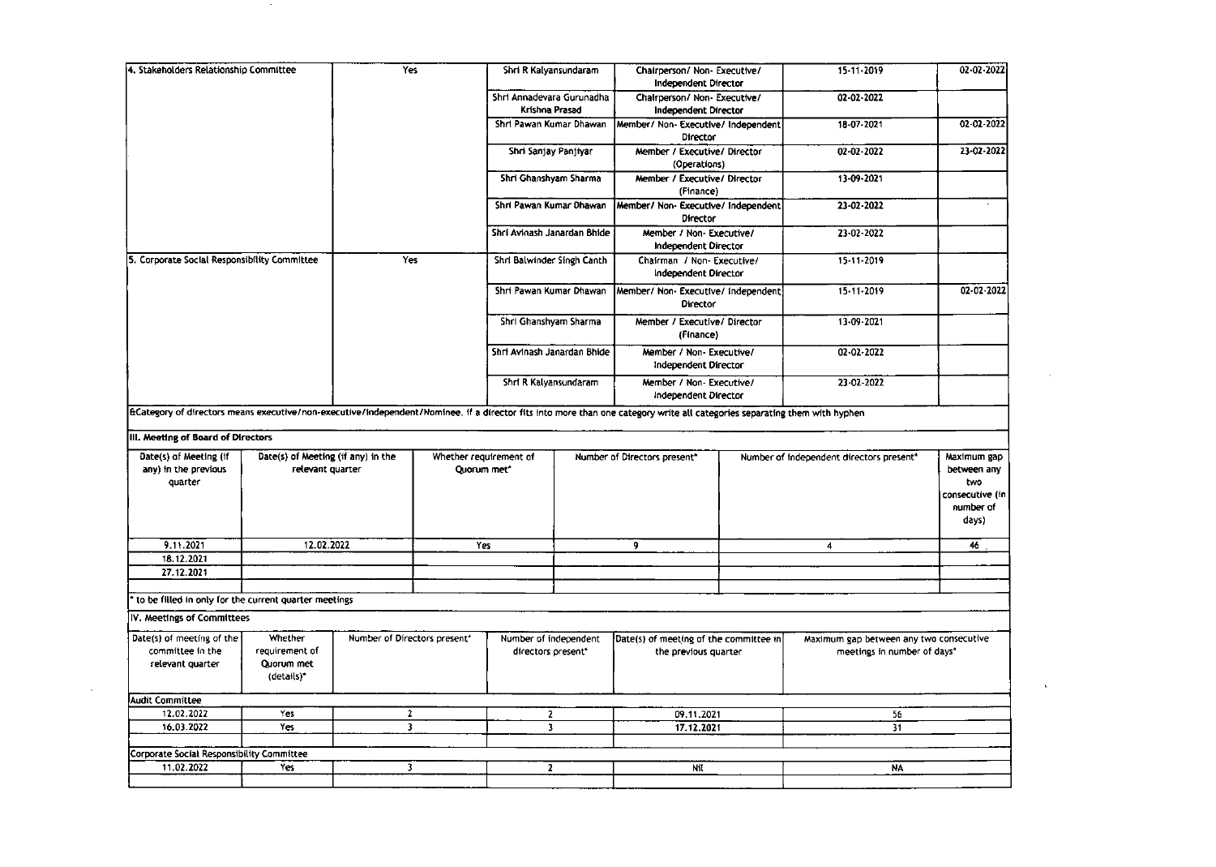| 4. Stakeholders Relationship Committee | Yes | Shri R Kalyansundaram | Chairperson/ Non- Executive/ Independent Director | 15-11-2019 | 02-02-2022 |
|---|---|---|---|---|---|
| | | Shri Annadevara Gurunadha Krishna Prasad | Chairperson/ Non- Executive/ Independent Director | 02-02-2022 | |
| | | Shri Pawan Kumar Dhawan | Member/ Non- Executive/ Independent Director | 18-07-2021 | 02-02-2022 |
| | | Shri Sanjay Panjiyar | Member / Executive/ Director (Operations) | 02-02-2022 | 23-02-2022 |
| | | Shri Ghanshyam Sharma | Member / Executive/ Director (Finance) | 13-09-2021 | |
| | | Shri Pawan Kumar Dhawan | Member/ Non- Executive/ Independent Director | 23-02-2022 | - |
| | | Shri Avinash Janardan Bhide | Member / Non- Executive/ Independent Director | 23-02-2022 | |
| 5. Corporate Social Responsibility Committee | Yes | Shri Balwinder Singh Canth | Chairman / Non- Executive/ Independent Director | 15-11-2019 | |
| | | Shri Pawan Kumar Dhawan | Member/ Non- Executive/ Independent Director | 15-11-2019 | 02-02-2022 |
| | | Shri Ghanshyam Sharma | Member / Executive/ Director (Finance) | 13-09-2021 | |
| | | Shri Avinash Janardan Bhide | Member / Non- Executive/ Independent Director | 02-02-2022 | |
| | | Shri R Kalyansundaram | Member / Non- Executive/ Independent Director | 23-02-2022 | |

&Category of directors means executive/non-executive/independent/Nominee. if a director fits into more than one category write all categories separating them with hyphen

## III. Meeting of Board of Directors

| Date(s) of Meeting (if any) in the previous quarter | Date(s) of Meeting (if any) in the relevant quarter | Whether requirement of Quorum met* | Number of Directors present* | Number of independent directors present* | Maximum gap between any two consecutive (in number of days) |
|---|---|---|---|---|---|
| 9.11.2021 | 12.02.2022 | Yes | 9 | 4 | 46 |
| 18.12.2021 | | | | | |
| 27.12.2021 | | | | | |
| | | | | | |

* to be filled in only for the current quarter meetings

## IV. Meetings of Committees

| Date(s) of meeting of the committee in the relevant quarter | Whether requirement of Quorum met (details)* | Number of Directors present* | Number of independent directors present* | Date(s) of meeting of the committee in the previous quarter | Maximum gap between any two consecutive meetings in number of days* |
|---|---|---|---|---|---|
| **Audit Committee** | | | | | |
| 12.02.2022 | Yes | 2 | 2 | 09.11.2021 | 56 |
| 16.03.2022 | Yes | 3 | 3 | 17.12.2021 | 31 |
| | | | | | |
| **Corporate Social Responsibility Committee** | | | | | |
| 11.02.2022 | Yes | 3 | 2 | Nil | NA |
| | | | | | |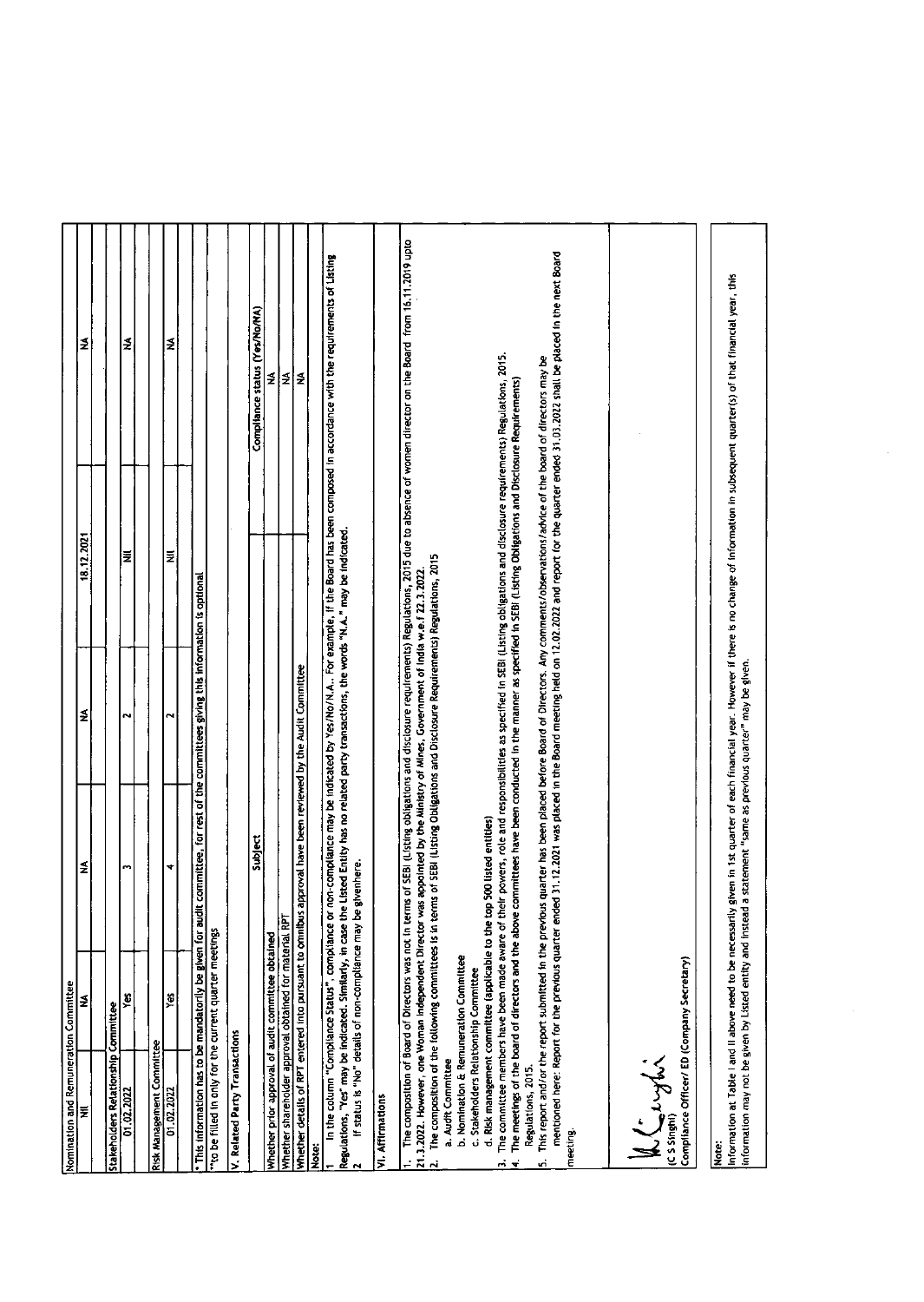| Nomination and Remuneration Committee | | | | | |
|---|---|---|---|---|---|
| Nil | NA | NA | NA | 18.12.2021 | NA |
| **Stakeholders Relationship Committee** | | | | | |
| 01.02.2022 | Yes | 3 | 2 | Nil | NA |
| **Risk Management Committee** | | | | | |
| 01.02.2022 | Yes | 4 | 2 | Nil | NA |

\* This information has to be mandatorily be given for audit committee, for rest of the committees giving this information is optional

\*\*to be filled in only for the current quarter meetings

## V. Related Party Transactions

| Subject | Compliance status (Yes/No/NA) |
|---|---|
| Whether prior approval of audit committee obtained | NA |
| Whether shareholder approval obtained for material RPT | NA |
| Whether details of RPT entered into pursuant to omnibus approval have been reviewed by the Audit Committee | NA |

**Note:**

1. In the column "Compliance Status", compliance or non-compliance may be indicated by Yes/No/N.A.. For example, if the Board has been composed in accordance with the requirements of Listing Regulations, "Yes" may be indicated. Similarly, in case the Listed Entity has no related party transactions, the words "N.A." may be indicated.
2. If status is "No" details of non-compliance may be givenhere.

## VI. Affirmations

1. The composition of Board of Directors was not in terms of SEBI (Listing obligations and disclosure requirements) Regulations, 2015 due to absence of women director on the Board from 16.11.2019 upto 21.3.2022. However, one Woman Independent Director was appointed by the Ministry of Mines, Government of India w.e.f 22.3.2022.
2. The composition of the following committees is in terms of SEBI (Listing Obligations and Disclosure Requirements) Regulations, 2015
   a. Audit Committee
   b. Nomination & Remuneration Committee
   c. Stakeholders Relationship Committee
   d. Risk management committee (applicable to the top 500 listed entities)
3. The committee members have been made aware of their powers, role and responsibilities as specified in SEBI (Listing obligations and disclosure requirements) Regulations, 2015.
4. The meetings of the board of directors and the above committees have been conducted in the manner as specified in SEBI (Listing Obligations and Disclosure Requirements) Regulations, 2015.
5. This report and/or the report submitted in the previous quarter has been placed before Board of Directors. Any comments/observations/advice of the board of directors may be mentioned here: Report for the previous quarter ended 31.12.2021 was placed in the Board meeting held on 12.02.2022 and report for the quarter ended 31.03.2022 shall be placed in the next Board meeting.

(C S Singhi)
Compliance Officer/ ED (Company Secretary)

**Note:**
Information at Table I and II above need to be necessarily given in 1st quarter of each financial year. However if there is no change of information in subsequent quarter(s) of that financial year, this information may not be given by Listed entity and instead a statement "same as previous quarter" may be given.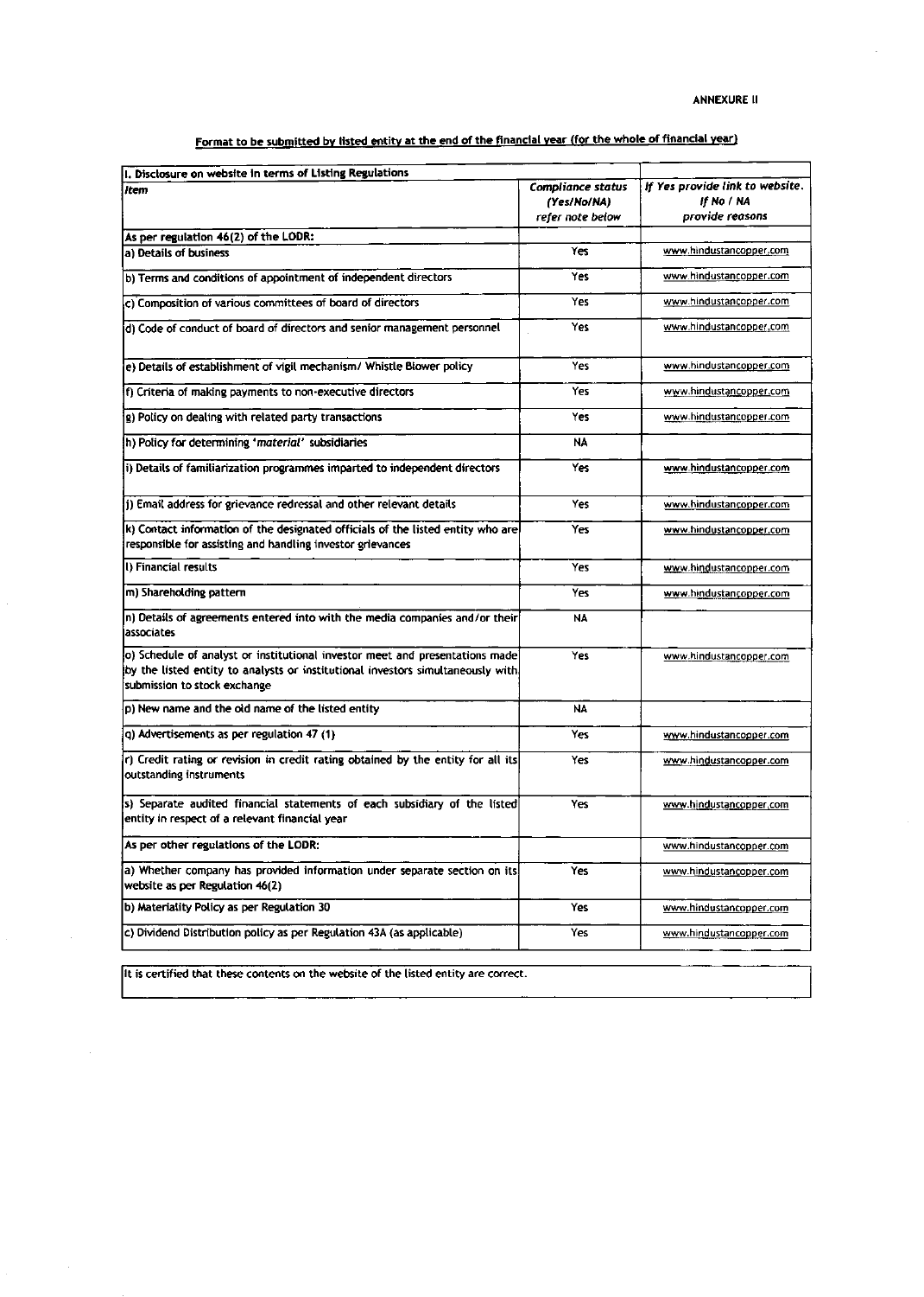**ANNEXURE II**

**Format to be submitted by listed entity at the end of the financial year (for the whole of financial year)**

| I. Disclosure on website in terms of Listing Regulations | | |
|---|---|---|
| *Item* | *Compliance status (Yes/No/NA) refer note below* | *If Yes provide link to website. If No / NA provide reasons* |
| **As per regulation 46(2) of the LODR:** | | |
| a) Details of business | Yes | www.hindustancopper.com |
| b) Terms and conditions of appointment of independent directors | Yes | www.hindustancopper.com |
| c) Composition of various committees of board of directors | Yes | www.hindustancopper.com |
| d) Code of conduct of board of directors and senior management personnel | Yes | www.hindustancopper.com |
| e) Details of establishment of vigil mechanism/ Whistle Blower policy | Yes | www.hindustancopper.com |
| f) Criteria of making payments to non-executive directors | Yes | www.hindustancopper.com |
| g) Policy on dealing with related party transactions | Yes | www.hindustancopper.com |
| h) Policy for determining '*material*' subsidiaries | NA | |
| i) Details of familiarization programmes imparted to independent directors | Yes | www.hindustancopper.com |
| j) Email address for grievance redressal and other relevant details | Yes | www.hindustancopper.com |
| k) Contact information of the designated officials of the listed entity who are responsible for assisting and handling investor grievances | Yes | www.hindustancopper.com |
| l) Financial results | Yes | www.hindustancopper.com |
| m) Shareholding pattern | Yes | www.hindustancopper.com |
| n) Details of agreements entered into with the media companies and/or their associates | NA | |
| o) Schedule of analyst or institutional investor meet and presentations made by the listed entity to analysts or institutional investors simultaneously with submission to stock exchange | Yes | www.hindustancopper.com |
| p) New name and the old name of the listed entity | NA | |
| q) Advertisements as per regulation 47 (1) | Yes | www.hindustancopper.com |
| r) Credit rating or revision in credit rating obtained by the entity for all its outstanding instruments | Yes | www.hindustancopper.com |
| s) Separate audited financial statements of each subsidiary of the listed entity in respect of a relevant financial year | Yes | www.hindustancopper.com |
| **As per other regulations of the LODR:** | | www.hindustancopper.com |
| a) Whether company has provided information under separate section on its website as per Regulation 46(2) | Yes | www.hindustancopper.com |
| b) Materiality Policy as per Regulation 30 | Yes | www.hindustancopper.com |
| c) Dividend Distribution policy as per Regulation 43A (as applicable) | Yes | www.hindustancopper.com |

It is certified that these contents on the website of the listed entity are correct.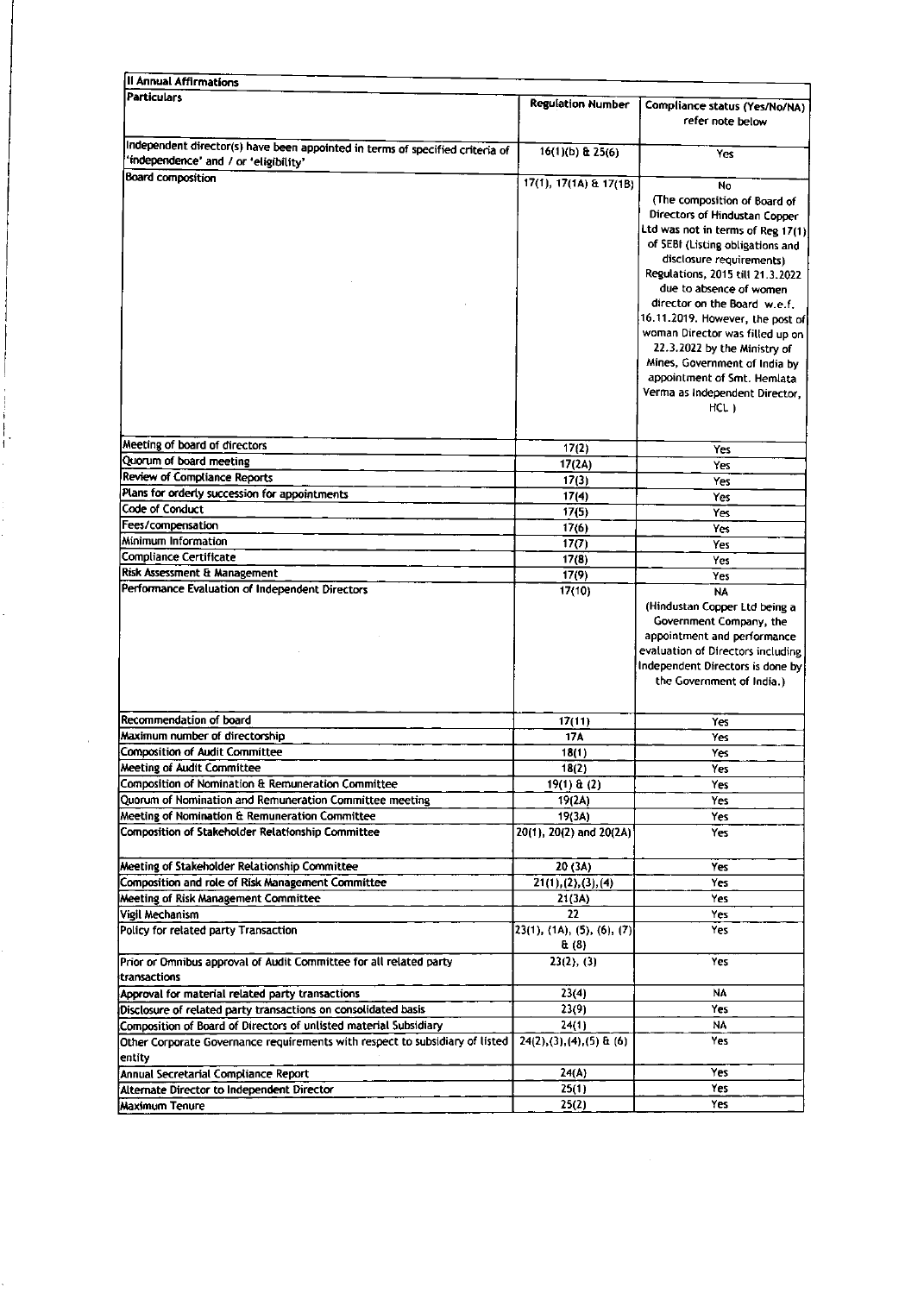| II Annual Affirmations | | |
|---|---|---|
| **Particulars** | **Regulation Number** | **Compliance status (Yes/No/NA) refer note below** |
| Independent director(s) have been appointed in terms of specified criteria of 'independence' and / or 'eligibility' | 16(1)(b) & 25(6) | Yes |
| Board composition | 17(1), 17(1A) & 17(1B) | No (The composition of Board of Directors of Hindustan Copper Ltd was not in terms of Reg 17(1) of SEBI (Listing obligations and disclosure requirements) Regulations, 2015 till 21.3.2022 due to absence of women director on the Board w.e.f. 16.11.2019. However, the post of woman Director was filled up on 22.3.2022 by the Ministry of Mines, Government of India by appointment of Smt. Hemlata Verma as Independent Director, HCL ) |
| Meeting of board of directors | 17(2) | Yes |
| Quorum of board meeting | 17(2A) | Yes |
| Review of Compliance Reports | 17(3) | Yes |
| Plans for orderly succession for appointments | 17(4) | Yes |
| Code of Conduct | 17(5) | Yes |
| Fees/compensation | 17(6) | Yes |
| Minimum Information | 17(7) | Yes |
| Compliance Certificate | 17(8) | Yes |
| Risk Assessment & Management | 17(9) | Yes |
| Performance Evaluation of Independent Directors | 17(10) | NA (Hindustan Copper Ltd being a Government Company, the appointment and performance evaluation of Directors including Independent Directors is done by the Government of India.) |
| Recommendation of board | 17(11) | Yes |
| Maximum number of directorship | 17A | Yes |
| Composition of Audit Committee | 18(1) | Yes |
| Meeting of Audit Committee | 18(2) | Yes |
| Composition of Nomination & Remuneration Committee | 19(1) & (2) | Yes |
| Quorum of Nomination and Remuneration Committee meeting | 19(2A) | Yes |
| Meeting of Nomination & Remuneration Committee | 19(3A) | Yes |
| Composition of Stakeholder Relationship Committee | 20(1), 20(2) and 20(2A) | Yes |
| Meeting of Stakeholder Relationship Committee | 20 (3A) | Yes |
| Composition and role of Risk Management Committee | 21(1),(2),(3),(4) | Yes |
| Meeting of Risk Management Committee | 21(3A) | Yes |
| Vigil Mechanism | 22 | Yes |
| Policy for related party Transaction | 23(1), (1A), (5), (6), (7) & (8) | Yes |
| Prior or Omnibus approval of Audit Committee for all related party transactions | 23(2), (3) | Yes |
| Approval for material related party transactions | 23(4) | NA |
| Disclosure of related party transactions on consolidated basis | 23(9) | Yes |
| Composition of Board of Directors of unlisted material Subsidiary | 24(1) | NA |
| Other Corporate Governance requirements with respect to subsidiary of listed entity | 24(2),(3),(4),(5) & (6) | Yes |
| Annual Secretarial Compliance Report | 24(A) | Yes |
| Alternate Director to Independent Director | 25(1) | Yes |
| Maximum Tenure | 25(2) | Yes |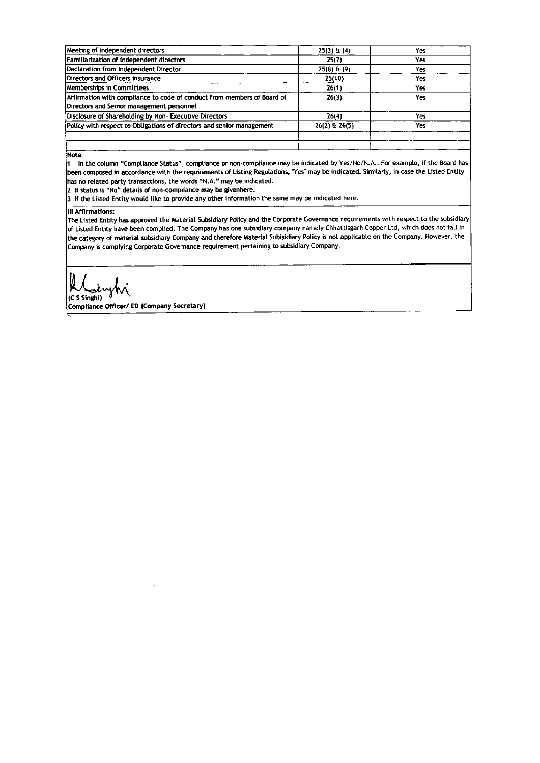| | | |
|---|---|---|
| Meeting of independent directors | 25(3) & (4) | Yes |
| Familiarization of independent directors | 25(7) | Yes |
| Declaration from Independent Director | 25(8) & (9) | Yes |
| Directors and Officers insurance | 25(10) | Yes |
| Memberships in Committees | 26(1) | Yes |
| Affirmation with compliance to code of conduct from members of Board of Directors and Senior management personnel | 26(3) | Yes |
| Disclosure of Shareholding by Non- Executive Directors | 26(4) | Yes |
| Policy with respect to Obligations of directors and senior management | 26(2) & 26(5) | Yes |
| | | |
| | | |

**Note**

1 In the column "Compliance Status", compliance or non-compliance may be indicated by Yes/No/N.A.. For example, if the Board has been composed in accordance with the requirements of Listing Regulations, "Yes" may be indicated. Similarly, in case the Listed Entity has no related party transactions, the words "N.A." may be indicated.

2 If status is "No" details of non-compliance may be givenhere.

3 If the Listed Entity would like to provide any other information the same may be indicated here.

**III Affirmations:**

The Listed Entity has approved the Material Subsidiary Policy and the Corporate Governance requirements with respect to the subsidiary of Listed Entity have been complied. The Company has one subsidiary company namely Chhattisgarh Copper Ltd, which does not fall in the category of material subsidiary Company and therefore Material Subisidiary Policy is not applicable on the Company. However, the Company is complying Corporate Governance requirement pertaining to subsidiary Company.

(C S Singhi)

**Compliance Officer/ ED (Company Secretary)**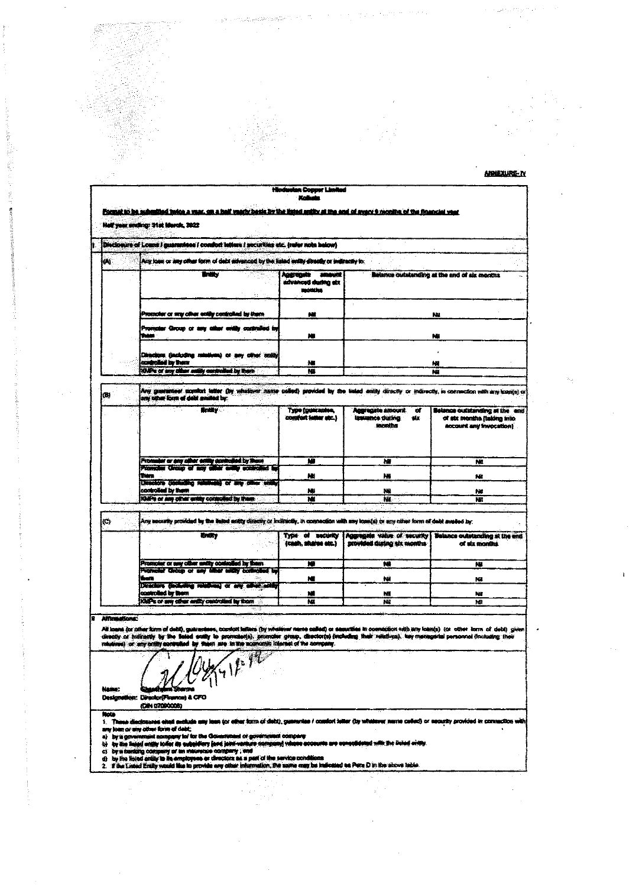ANNEXURE- IV

**Hindustan Copper Limited**
**Kolkata**

**Format to be submitted twice a year, on a half yearly basis by the listed entity at the end of every 6 months of the financial year**

**Half year ending: 31st March, 2022**

**I Disclosure of Loans / guarantees / comfort letters / securities etc. (refer note below)**

**(A)** Any loan or any other form of debt advanced by the listed entity directly or indirectly to:

| Entity | Aggregate amount advanced during six months | Balance outstanding at the end of six months |
|---|---|---|
| Promoter or any other entity controlled by them | Nil | Nil |
| Promoter Group or any other entity controlled by them | Nil | Nil |
| Directors (including relatives) or any other entity controlled by them | Nil | Nil |
| KMPs or any other entity controlled by them | Nil | Nil |

**(B)** Any guarantee/ comfort letter (by whatever name called) provided by the listed entity directly or indirectly, in connection with any loan(s) or any other form of debt availed by:

| Entity | Type (guarantee, comfort letter etc.) | Aggregate amount of issuance during six months | Balance outstanding at the end of six months (taking into account any invocation) |
|---|---|---|---|
| Promoter or any other entity controlled by them | Nil | Nil | Nil |
| Promoter Group or any other entity controlled by them | Nil | Nil | Nil |
| Directors (including relatives) or any other entity controlled by them | Nil | Nil | Nil |
| KMPs or any other entity controlled by them | Nil | Nil | Nil |

**(C)** Any security provided by the listed entity directly or indirectly, in connection with any loan(s) or any other form of debt availed by:

| Entity | Type of security (cash, shares etc.) | Aggregate value of security provided during six months | Balance outstanding at the end of six months |
|---|---|---|---|
| Promoter or any other entity controlled by them | Nil | Nil | Nil |
| Promoter Group or any other entity controlled by them | Nil | Nil | Nil |
| Directors (including relatives) or any other entity controlled by them | Nil | Nil | Nil |
| KMPs or any other entity controlled by them | Nil | Nil | Nil |

**II Affirmations:**

All loans (or other form of debt), guarantees, comfort letters (by whatever name called) or securities in connection with any loan(s) (or other form of debt) given directly or indirectly by the listed entity to promoter(s), promoter group, director(s) (including their relatives), key managerial personnel (including their relatives) or any entity controlled by them are in the economic interest of the company.

Name: Ghanshyam Sharma
Designation: Director(Finance) & CFO
(DIN 07090008)

**Note**

1. These disclosures shall exclude any loan (or other form of debt), guarantee / comfort letter (by whatever name called) or security provided in connection with any loan or any other form of debt;
   a) by a government company to/ for the Government or government company
   b) by the listed entity to/for its subsidiary (and joint-venture company) whose accounts are consolidated with the listed entity
   c) by a banking company or an insurance company ; and
   d) by the listed entity to its employees or directors as a part of the service conditions
2. If the Listed Entity would like to provide any other information, the same may be indicated as Para D in the above table.